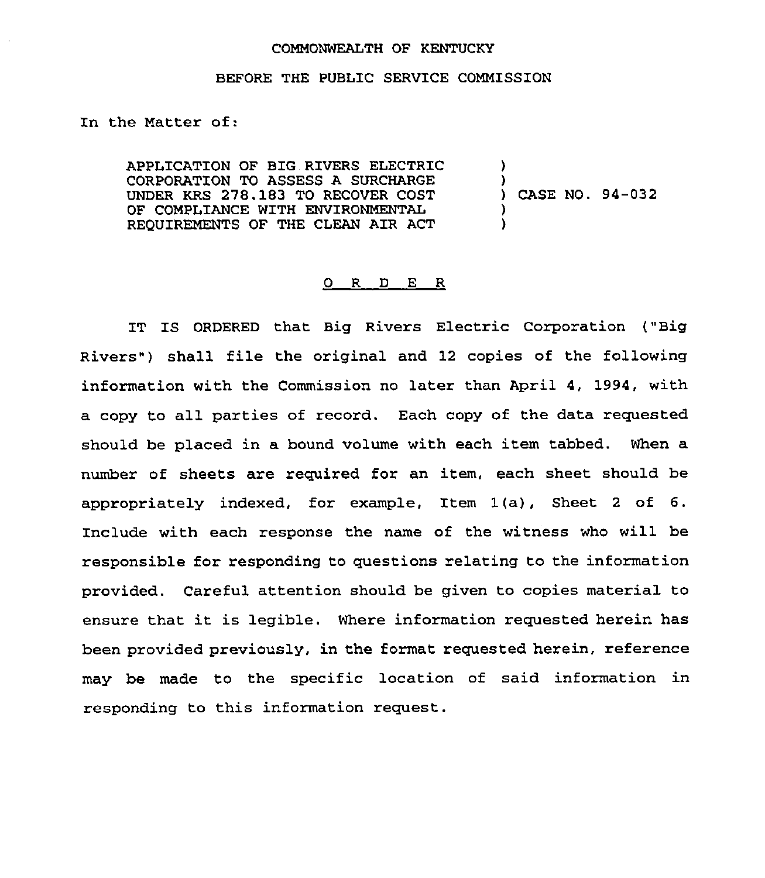COMMONWEALTH OF KENTUCKY

BEFORE THE PUBLIC SERVICE COMMISSION

In the Matter of:

| | |
|---|---|
| APPLICATION OF BIG RIVERS ELECTRIC CORPORATION TO ASSESS A SURCHARGE UNDER KRS 278.183 TO RECOVER COST OF COMPLIANCE WITH ENVIRONMENTAL REQUIREMENTS OF THE CLEAN AIR ACT | ) CASE NO. 94-032 |

O R D E R

IT IS ORDERED that Big Rivers Electric Corporation ("Big Rivers") shall file the original and 12 copies of the following information with the Commission no later than April 4, 1994, with a copy to all parties of record. Each copy of the data requested should be placed in a bound volume with each item tabbed. When a number of sheets are required for an item, each sheet should be appropriately indexed, for example, Item 1(a), Sheet 2 of 6. Include with each response the name of the witness who will be responsible for responding to questions relating to the information provided. Careful attention should be given to copies material to ensure that it is legible. Where information requested herein has been provided previously, in the format requested herein, reference may be made to the specific location of said information in responding to this information request.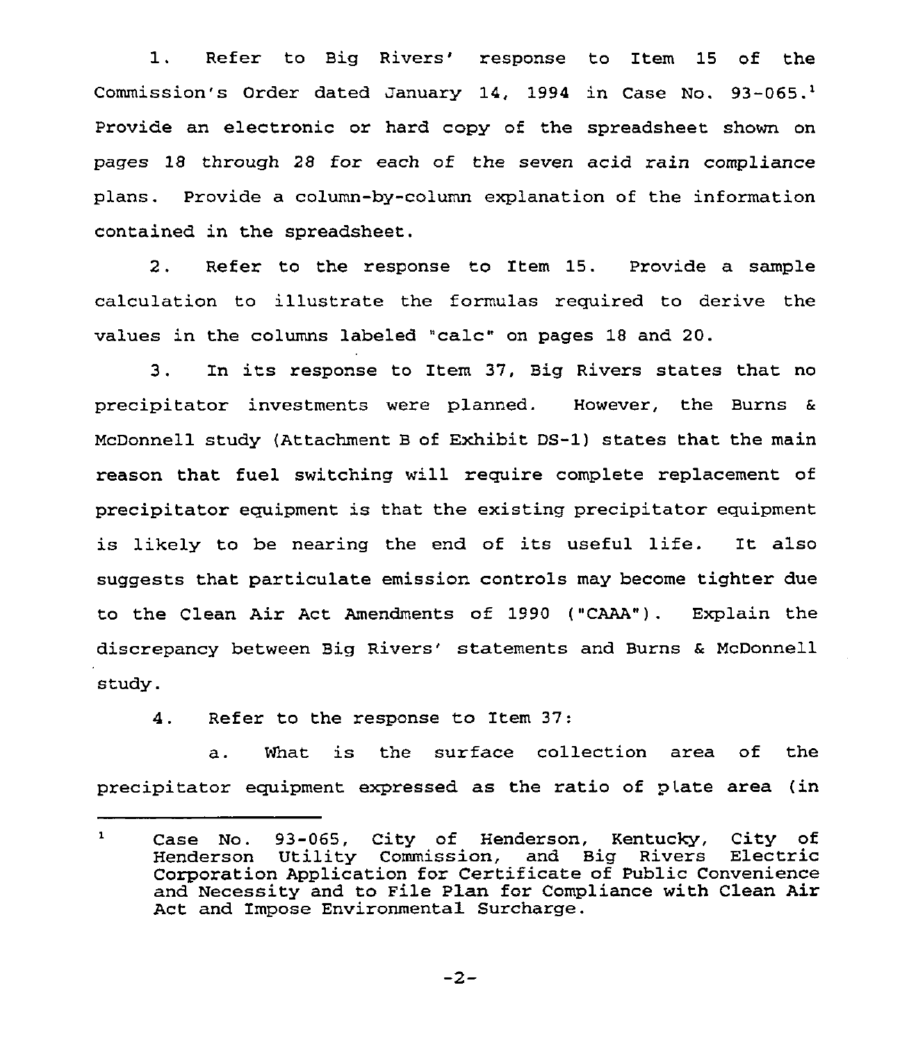1. Refer to Big Rivers' response to Item 15 of the Commission's Order dated January 14, 1994 in Case No. 93-065.[1] Provide an electronic or hard copy of the spreadsheet shown on pages 18 through 28 for each of the seven acid rain compliance plans. Provide a column-by-column explanation of the information contained in the spreadsheet.

2. Refer to the response to Item 15. Provide a sample calculation to illustrate the formulas required to derive the values in the columns labeled "calc" on pages 18 and 20.

3. In its response to Item 37, Big Rivers states that no precipitator investments were planned. However, the Burns & McDonnell study (Attachment B of Exhibit DS-1) states that the main reason that fuel switching will require complete replacement of precipitator equipment is that the existing precipitator equipment is likely to be nearing the end of its useful life. It also suggests that particulate emission controls may become tighter due to the Clean Air Act Amendments of 1990 ("CAAA"). Explain the discrepancy between Big Rivers' statements and Burns & McDonnell study.

4. Refer to the response to Item 37:

a. What is the surface collection area of the precipitator equipment expressed as the ratio of plate area (in

---

[1] Case No. 93-065, City of Henderson, Kentucky, City of Henderson Utility Commission, and Big Rivers Electric Corporation Application for Certificate of Public Convenience and Necessity and to File Plan for Compliance with Clean Air Act and Impose Environmental Surcharge.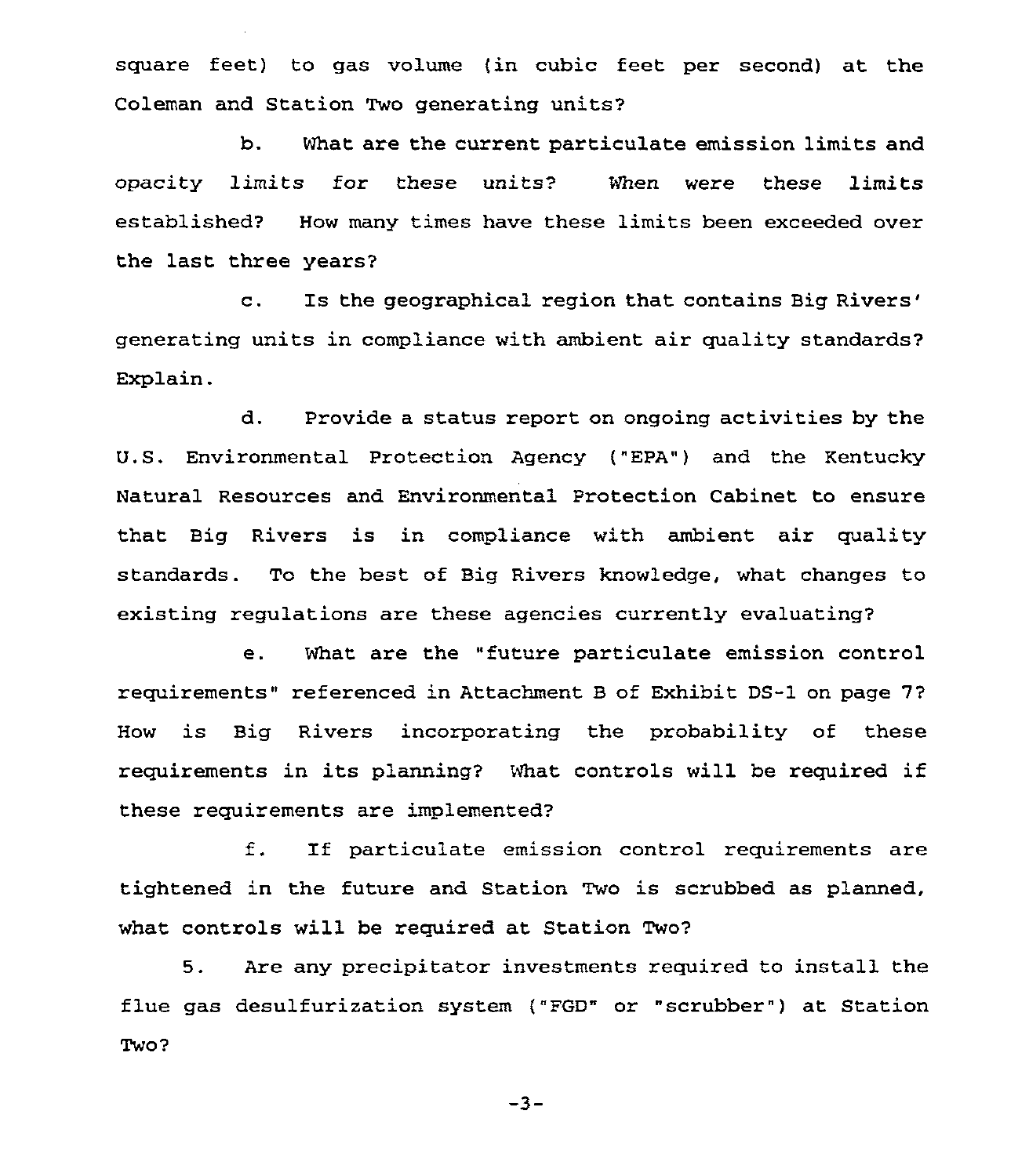square feet) to gas volume (in cubic feet per second) at the Coleman and Station Two generating units?

b. What are the current particulate emission limits and opacity limits for these units? When were these limits established? How many times have these limits been exceeded over the last three years?

c. Is the geographical region that contains Big Rivers' generating units in compliance with ambient air quality standards? Explain.

d. Provide a status report on ongoing activities by the U.S. Environmental Protection Agency ("EPA") and the Kentucky Natural Resources and Environmental Protection Cabinet to ensure that Big Rivers is in compliance with ambient air quality standards. To the best of Big Rivers knowledge, what changes to existing regulations are these agencies currently evaluating?

e. What are the "future particulate emission control requirements" referenced in Attachment B of Exhibit DS-1 on page 7? How is Big Rivers incorporating the probability of these requirements in its planning? What controls will be required if these requirements are implemented?

f. If particulate emission control requirements are tightened in the future and Station Two is scrubbed as planned, what controls will be required at Station Two?

5. Are any precipitator investments required to install the flue gas desulfurization system ("FGD" or "scrubber") at Station Two?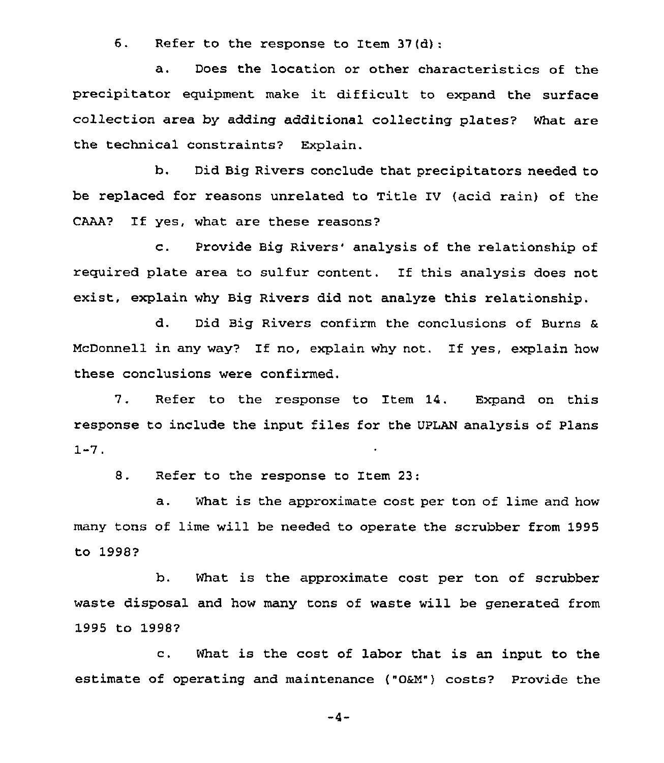6. Refer to the response to Item 37(d):

a. Does the location or other characteristics of the precipitator equipment make it difficult to expand the surface collection area by adding additional collecting plates? What are the technical constraints? Explain.

b. Did Big Rivers conclude that precipitators needed to be replaced for reasons unrelated to Title IV (acid rain) of the CAAA? If yes, what are these reasons?

c. Provide Big Rivers' analysis of the relationship of required plate area to sulfur content. If this analysis does not exist, explain why Big Rivers did not analyze this relationship.

d. Did Big Rivers confirm the conclusions of Burns & McDonnell in any way? If no, explain why not. If yes, explain how these conclusions were confirmed.

7. Refer to the response to Item 14. Expand on this response to include the input files for the UPLAN analysis of Plans 1-7.

8. Refer to the response to Item 23:

a. What is the approximate cost per ton of lime and how many tons of lime will be needed to operate the scrubber from 1995 to 1998?

b. What is the approximate cost per ton of scrubber waste disposal and how many tons of waste will be generated from 1995 to 1998?

c. What is the cost of labor that is an input to the estimate of operating and maintenance ("O&M") costs? Provide the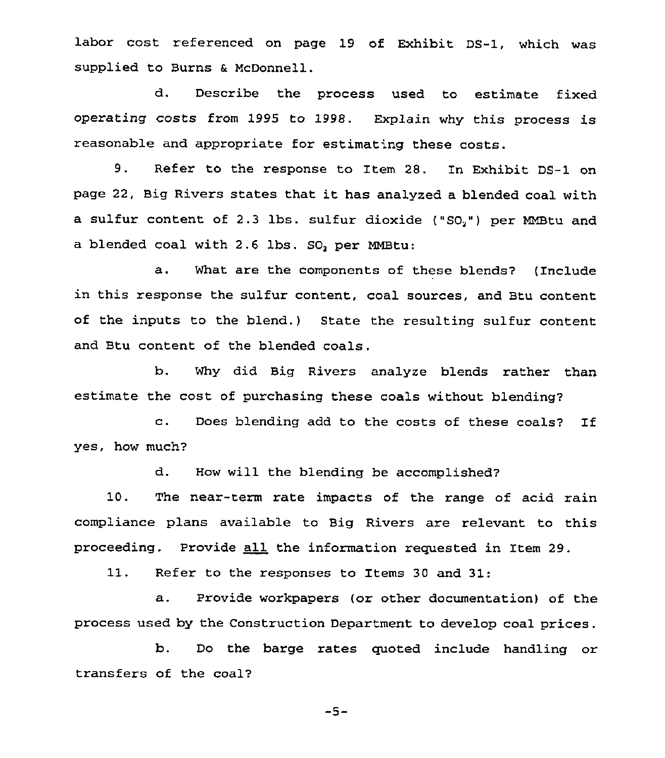labor cost referenced on page 19 of Exhibit DS-1, which was supplied to Burns & McDonnell.

d. Describe the process used to estimate fixed operating costs from 1995 to 1998. Explain why this process is reasonable and appropriate for estimating these costs.

9. Refer to the response to Item 28. In Exhibit DS-1 on page 22, Big Rivers states that it has analyzed a blended coal with a sulfur content of 2.3 lbs. sulfur dioxide ("$SO_2$") per MMBtu and a blended coal with 2.6 lbs. $SO_2$ per MMBtu:

a. What are the components of these blends? (Include in this response the sulfur content, coal sources, and Btu content of the inputs to the blend.) State the resulting sulfur content and Btu content of the blended coals.

b. Why did Big Rivers analyze blends rather than estimate the cost of purchasing these coals without blending?

c. Does blending add to the costs of these coals? If yes, how much?

d. How will the blending be accomplished?

10. The near-term rate impacts of the range of acid rain compliance plans available to Big Rivers are relevant to this proceeding. Provide all the information requested in Item 29.

11. Refer to the responses to Items 30 and 31:

a. Provide workpapers (or other documentation) of the process used by the Construction Department to develop coal prices.

b. Do the barge rates quoted include handling or transfers of the coal?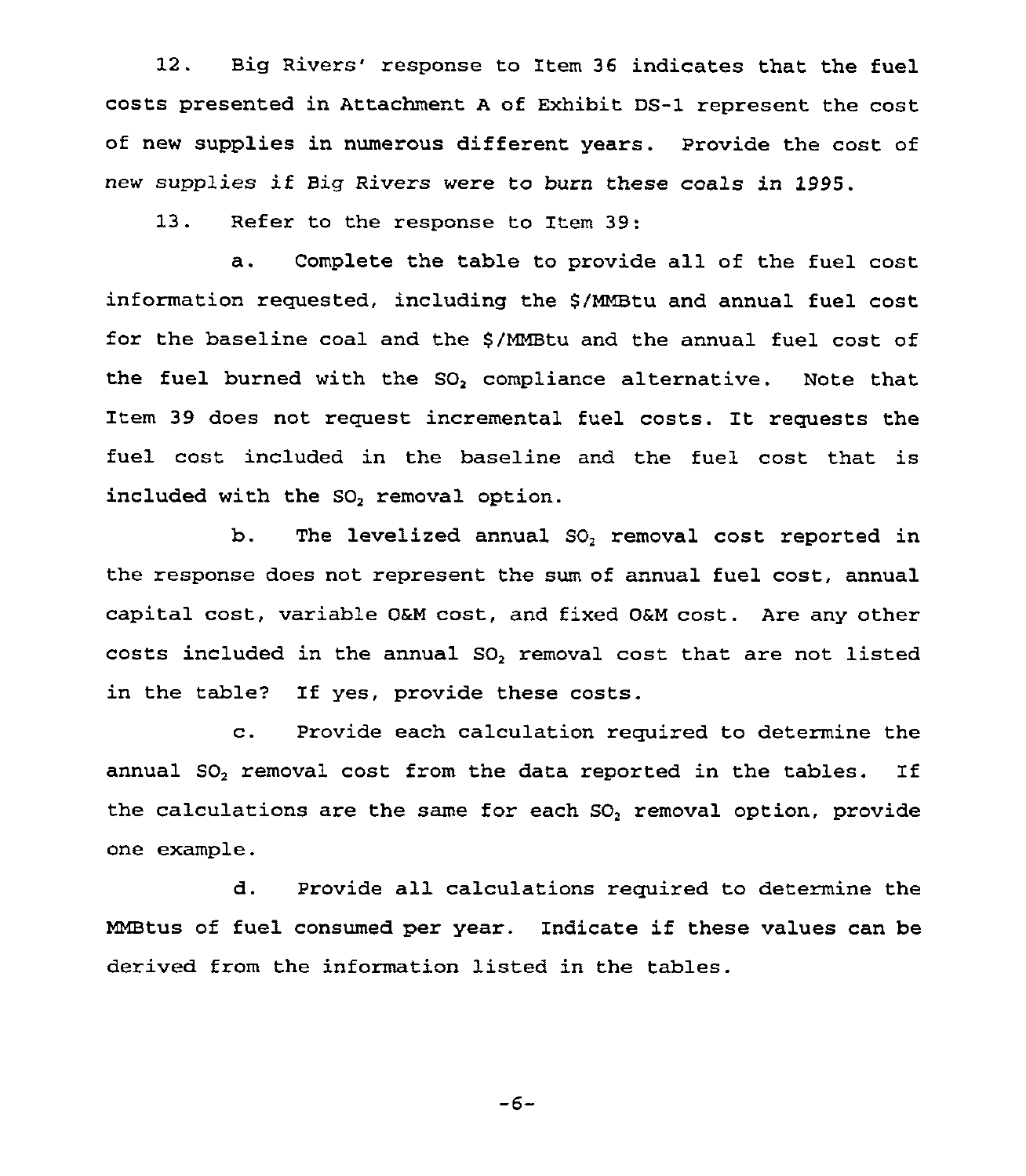12. Big Rivers' response to Item 36 indicates that the fuel costs presented in Attachment A of Exhibit DS-1 represent the cost of new supplies in numerous different years. Provide the cost of new supplies if Big Rivers were to burn these coals in 1995.

13. Refer to the response to Item 39:

a. Complete the table to provide all of the fuel cost information requested, including the $/MMBtu and annual fuel cost for the baseline coal and the $/MMBtu and the annual fuel cost of the fuel burned with the $SO_2$ compliance alternative. Note that Item 39 does not request incremental fuel costs. It requests the fuel cost included in the baseline and the fuel cost that is included with the $SO_2$ removal option.

b. The levelized annual $SO_2$ removal cost reported in the response does not represent the sum of annual fuel cost, annual capital cost, variable O&M cost, and fixed O&M cost. Are any other costs included in the annual $SO_2$ removal cost that are not listed in the table? If yes, provide these costs.

c. Provide each calculation required to determine the annual $SO_2$ removal cost from the data reported in the tables. If the calculations are the same for each $SO_2$ removal option, provide one example.

d. Provide all calculations required to determine the MMBtus of fuel consumed per year. Indicate if these values can be derived from the information listed in the tables.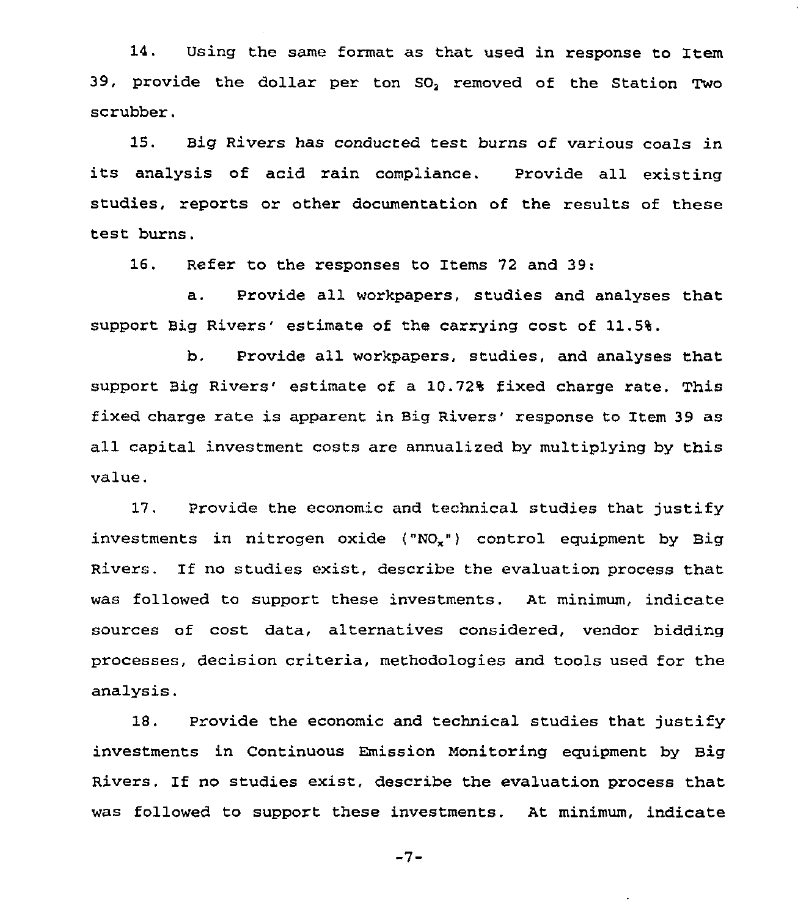14. Using the same format as that used in response to Item 39, provide the dollar per ton $SO_2$ removed of the Station Two scrubber.

15. Big Rivers has conducted test burns of various coals in its analysis of acid rain compliance. Provide all existing studies, reports or other documentation of the results of these test burns.

16. Refer to the responses to Items 72 and 39:

a. Provide all workpapers, studies and analyses that support Big Rivers' estimate of the carrying cost of 11.5%.

b. Provide all workpapers, studies, and analyses that support Big Rivers' estimate of a 10.72% fixed charge rate. This fixed charge rate is apparent in Big Rivers' response to Item 39 as all capital investment costs are annualized by multiplying by this value.

17. Provide the economic and technical studies that justify investments in nitrogen oxide ("$NO_x$") control equipment by Big Rivers. If no studies exist, describe the evaluation process that was followed to support these investments. At minimum, indicate sources of cost data, alternatives considered, vendor bidding processes, decision criteria, methodologies and tools used for the analysis.

18. Provide the economic and technical studies that justify investments in Continuous Emission Monitoring equipment by Big Rivers. If no studies exist, describe the evaluation process that was followed to support these investments. At minimum, indicate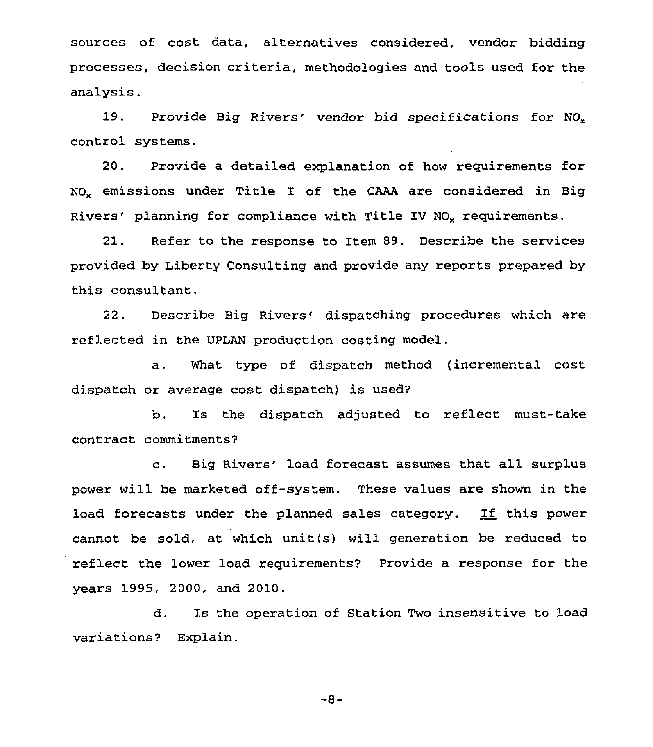sources of cost data, alternatives considered, vendor bidding processes, decision criteria, methodologies and tools used for the analysis.

19. Provide Big Rivers' vendor bid specifications for $NO_x$ control systems.

20. Provide a detailed explanation of how requirements for $NO_x$ emissions under Title I of the CAAA are considered in Big Rivers' planning for compliance with Title IV $NO_x$ requirements.

21. Refer to the response to Item 89. Describe the services provided by Liberty Consulting and provide any reports prepared by this consultant.

22. Describe Big Rivers' dispatching procedures which are reflected in the UPLAN production costing model.

a. What type of dispatch method (incremental cost dispatch or average cost dispatch) is used?

b. Is the dispatch adjusted to reflect must-take contract commitments?

c. Big Rivers' load forecast assumes that all surplus power will be marketed off-system. These values are shown in the load forecasts under the planned sales category. If this power cannot be sold, at which unit(s) will generation be reduced to reflect the lower load requirements? Provide a response for the years 1995, 2000, and 2010.

d. Is the operation of Station Two insensitive to load variations? Explain.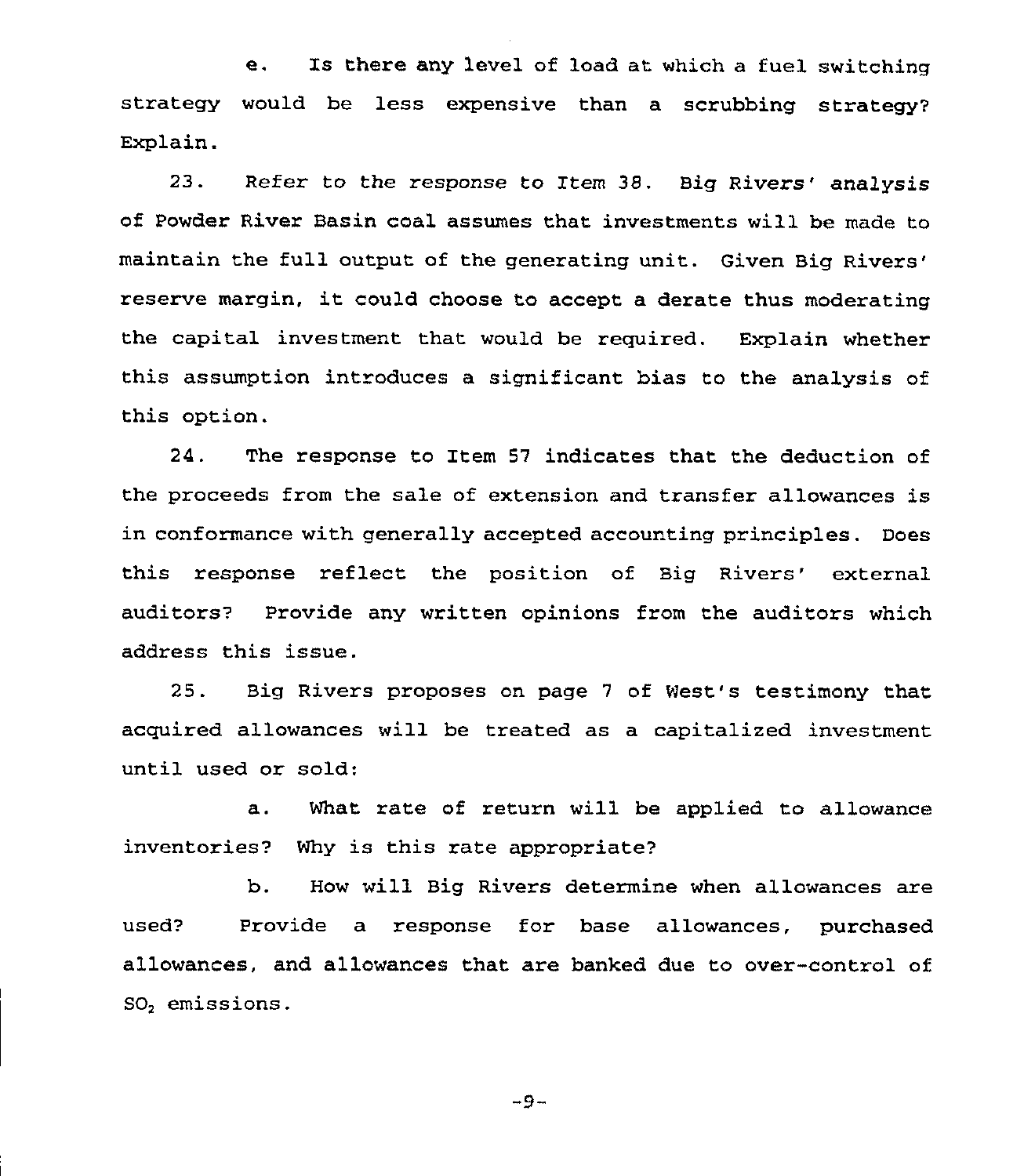e. Is there any level of load at which a fuel switching strategy would be less expensive than a scrubbing strategy? Explain.

23. Refer to the response to Item 38. Big Rivers' analysis of Powder River Basin coal assumes that investments will be made to maintain the full output of the generating unit. Given Big Rivers' reserve margin, it could choose to accept a derate thus moderating the capital investment that would be required. Explain whether this assumption introduces a significant bias to the analysis of this option.

24. The response to Item 57 indicates that the deduction of the proceeds from the sale of extension and transfer allowances is in conformance with generally accepted accounting principles. Does this response reflect the position of Big Rivers' external auditors? Provide any written opinions from the auditors which address this issue.

25. Big Rivers proposes on page 7 of West's testimony that acquired allowances will be treated as a capitalized investment until used or sold:

a. What rate of return will be applied to allowance inventories? Why is this rate appropriate?

b. How will Big Rivers determine when allowances are used? Provide a response for base allowances, purchased allowances, and allowances that are banked due to over-control of $SO_2$ emissions.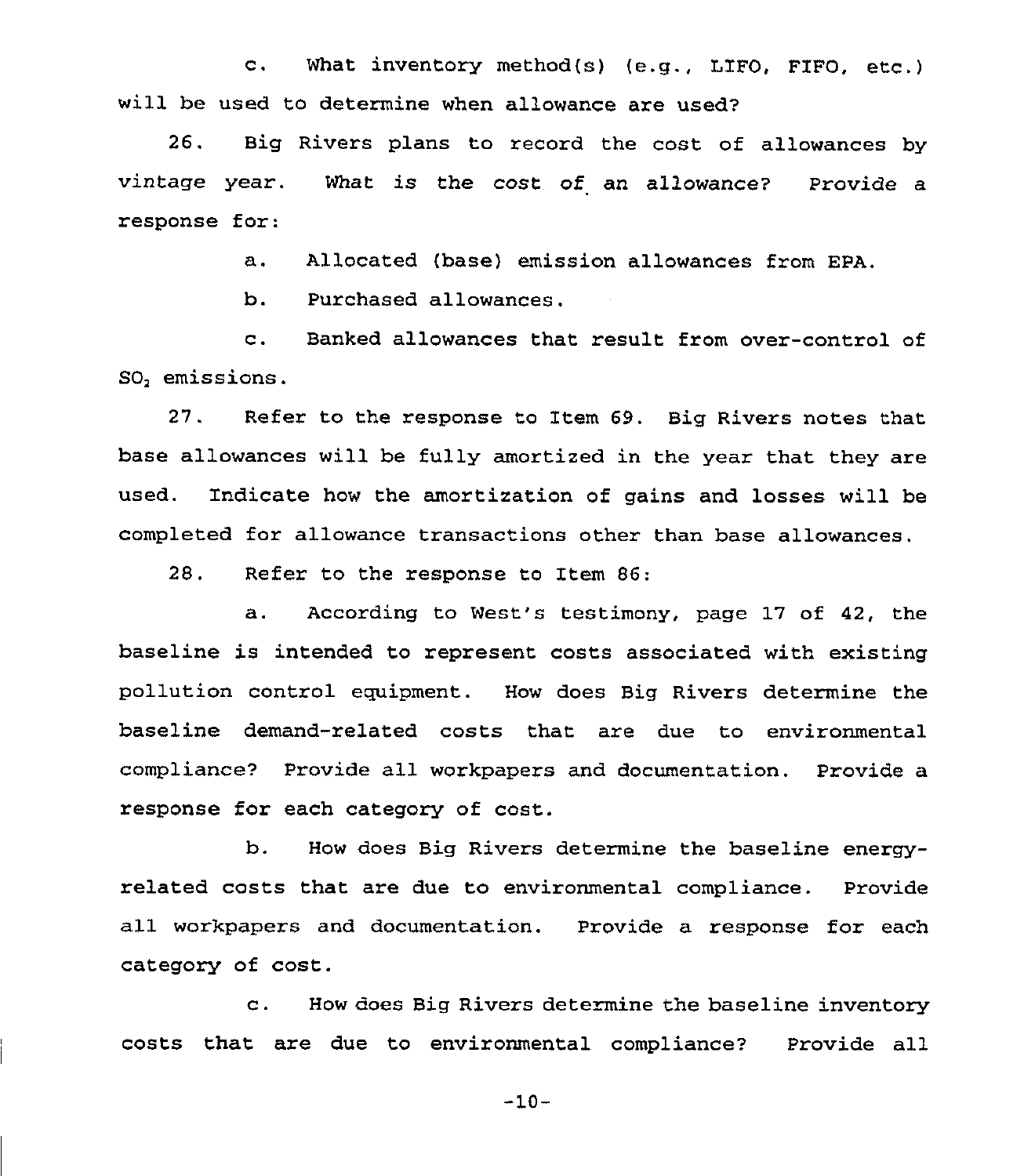c. What inventory method(s) (e.g., LIFO, FIFO, etc.) will be used to determine when allowance are used?

26. Big Rivers plans to record the cost of allowances by vintage year. What is the cost of an allowance? Provide a response for:

a. Allocated (base) emission allowances from EPA.

b. Purchased allowances.

c. Banked allowances that result from over-control of $SO_2$ emissions.

27. Refer to the response to Item 69. Big Rivers notes that base allowances will be fully amortized in the year that they are used. Indicate how the amortization of gains and losses will be completed for allowance transactions other than base allowances.

28. Refer to the response to Item 86:

a. According to West's testimony, page 17 of 42, the baseline is intended to represent costs associated with existing pollution control equipment. How does Big Rivers determine the baseline demand-related costs that are due to environmental compliance? Provide all workpapers and documentation. Provide a response for each category of cost.

b. How does Big Rivers determine the baseline energy-related costs that are due to environmental compliance. Provide all workpapers and documentation. Provide a response for each category of cost.

c. How does Big Rivers determine the baseline inventory costs that are due to environmental compliance? Provide all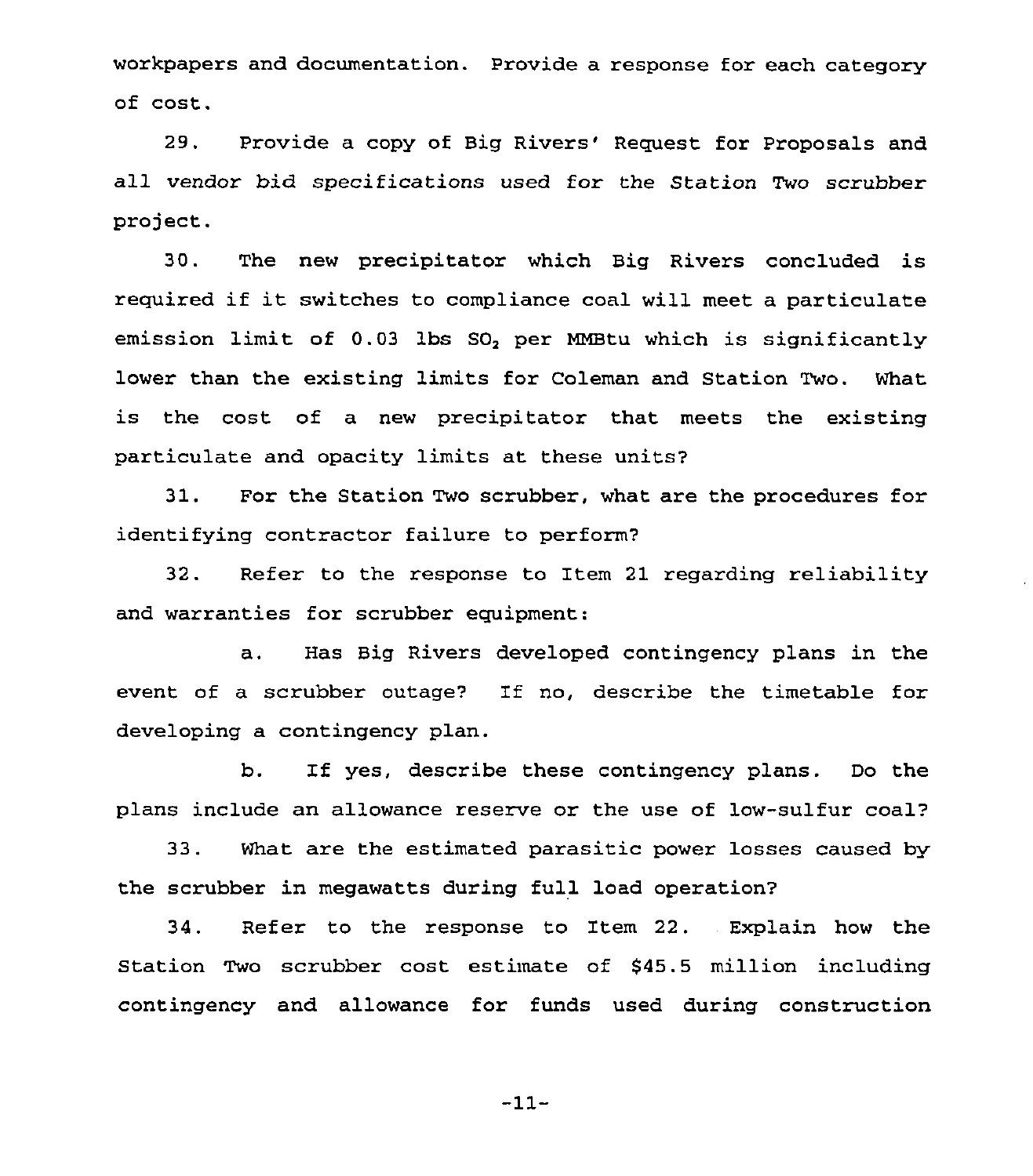workpapers and documentation. Provide a response for each category of cost.

29. Provide a copy of Big Rivers' Request for Proposals and all vendor bid specifications used for the Station Two scrubber project.

30. The new precipitator which Big Rivers concluded is required if it switches to compliance coal will meet a particulate emission limit of 0.03 lbs $SO_2$ per MMBtu which is significantly lower than the existing limits for Coleman and Station Two. What is the cost of a new precipitator that meets the existing particulate and opacity limits at these units?

31. For the Station Two scrubber, what are the procedures for identifying contractor failure to perform?

32. Refer to the response to Item 21 regarding reliability and warranties for scrubber equipment:

a. Has Big Rivers developed contingency plans in the event of a scrubber outage? If no, describe the timetable for developing a contingency plan.

b. If yes, describe these contingency plans. Do the plans include an allowance reserve or the use of low-sulfur coal?

33. What are the estimated parasitic power losses caused by the scrubber in megawatts during full load operation?

34. Refer to the response to Item 22. Explain how the Station Two scrubber cost estimate of $45.5 million including contingency and allowance for funds used during construction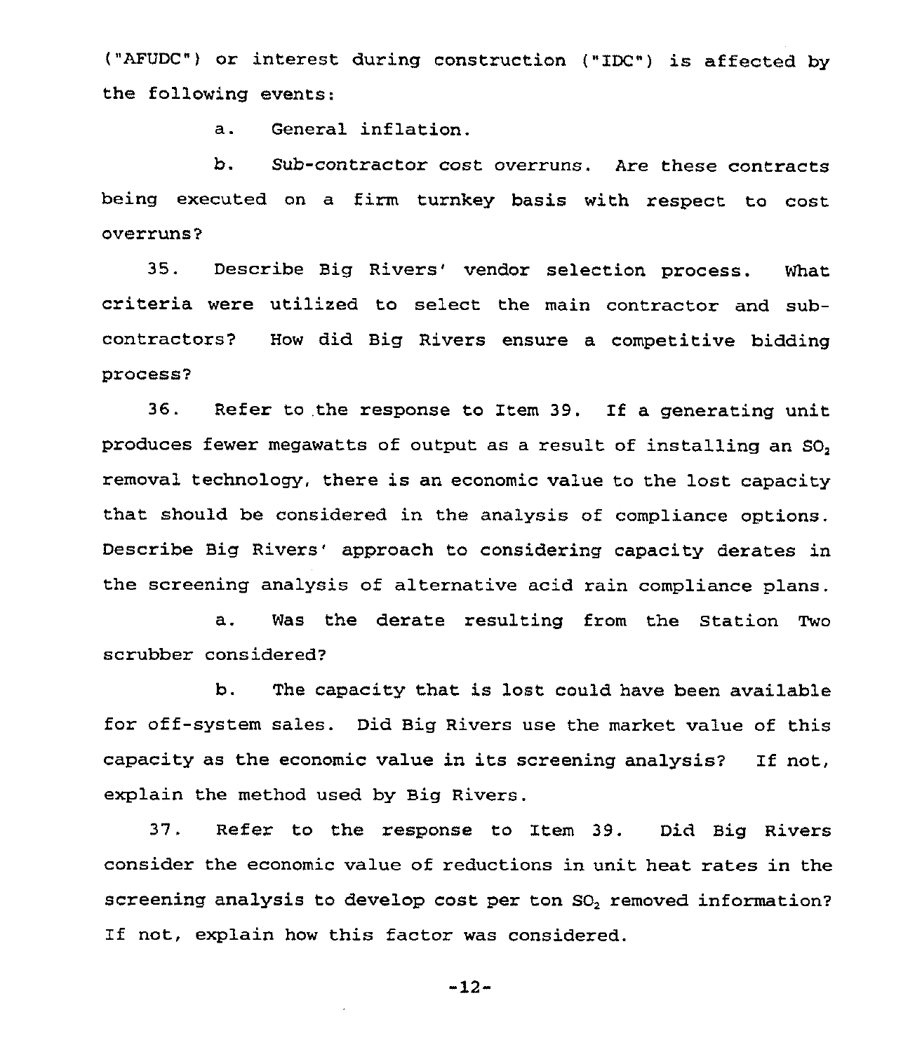("AFUDC") or interest during construction ("IDC") is affected by the following events:

a. General inflation.

b. Sub-contractor cost overruns. Are these contracts being executed on a firm turnkey basis with respect to cost overruns?

35. Describe Big Rivers' vendor selection process. What criteria were utilized to select the main contractor and sub-contractors? How did Big Rivers ensure a competitive bidding process?

36. Refer to the response to Item 39. If a generating unit produces fewer megawatts of output as a result of installing an $SO_2$ removal technology, there is an economic value to the lost capacity that should be considered in the analysis of compliance options. Describe Big Rivers' approach to considering capacity derates in the screening analysis of alternative acid rain compliance plans.

a. Was the derate resulting from the Station Two scrubber considered?

b. The capacity that is lost could have been available for off-system sales. Did Big Rivers use the market value of this capacity as the economic value in its screening analysis? If not, explain the method used by Big Rivers.

37. Refer to the response to Item 39. Did Big Rivers consider the economic value of reductions in unit heat rates in the screening analysis to develop cost per ton $SO_2$ removed information? If not, explain how this factor was considered.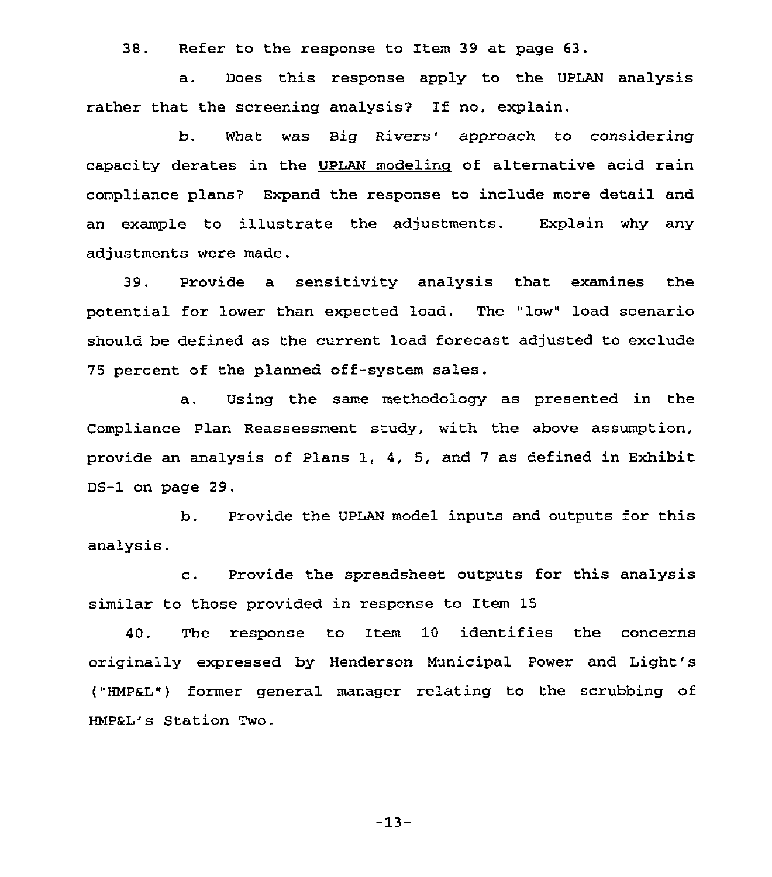38. Refer to the response to Item 39 at page 63.

a. Does this response apply to the UPLAN analysis rather that the screening analysis? If no, explain.

b. What was Big Rivers' approach to considering capacity derates in the UPLAN modeling of alternative acid rain compliance plans? Expand the response to include more detail and an example to illustrate the adjustments. Explain why any adjustments were made.

39. Provide a sensitivity analysis that examines the potential for lower than expected load. The "low" load scenario should be defined as the current load forecast adjusted to exclude 75 percent of the planned off-system sales.

a. Using the same methodology as presented in the Compliance Plan Reassessment study, with the above assumption, provide an analysis of Plans 1, 4, 5, and 7 as defined in Exhibit DS-1 on page 29.

b. Provide the UPLAN model inputs and outputs for this analysis.

c. Provide the spreadsheet outputs for this analysis similar to those provided in response to Item 15

40. The response to Item 10 identifies the concerns originally expressed by Henderson Municipal Power and Light's ("HMP&L") former general manager relating to the scrubbing of HMP&L's Station Two.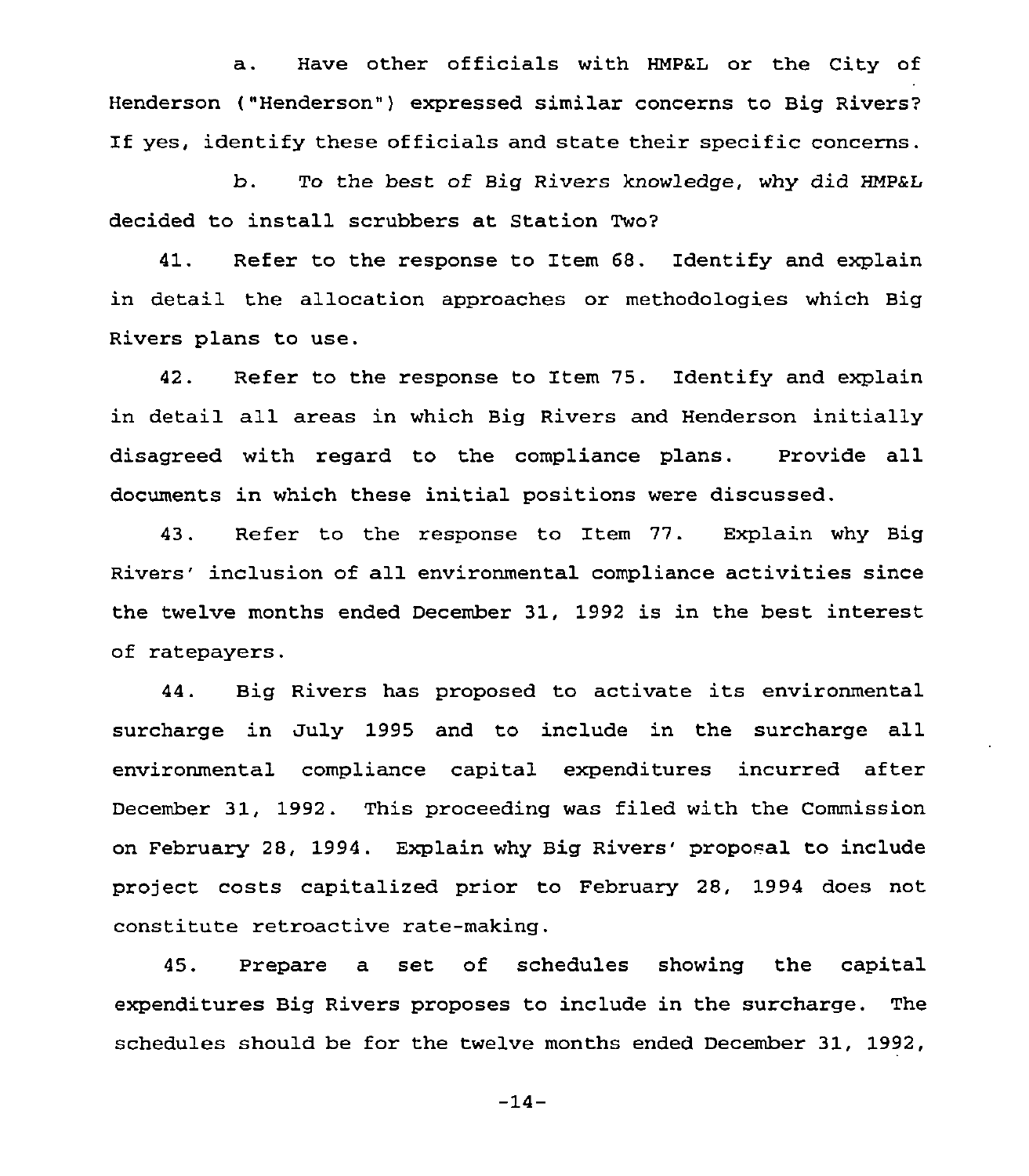a. Have other officials with HMP&L or the City of Henderson ("Henderson") expressed similar concerns to Big Rivers? If yes, identify these officials and state their specific concerns.

b. To the best of Big Rivers knowledge, why did HMP&L decided to install scrubbers at Station Two?

41. Refer to the response to Item 68. Identify and explain in detail the allocation approaches or methodologies which Big Rivers plans to use.

42. Refer to the response to Item 75. Identify and explain in detail all areas in which Big Rivers and Henderson initially disagreed with regard to the compliance plans. Provide all documents in which these initial positions were discussed.

43. Refer to the response to Item 77. Explain why Big Rivers' inclusion of all environmental compliance activities since the twelve months ended December 31, 1992 is in the best interest of ratepayers.

44. Big Rivers has proposed to activate its environmental surcharge in July 1995 and to include in the surcharge all environmental compliance capital expenditures incurred after December 31, 1992. This proceeding was filed with the Commission on February 28, 1994. Explain why Big Rivers' proposal to include project costs capitalized prior to February 28, 1994 does not constitute retroactive rate-making.

45. Prepare a set of schedules showing the capital expenditures Big Rivers proposes to include in the surcharge. The schedules should be for the twelve months ended December 31, 1992,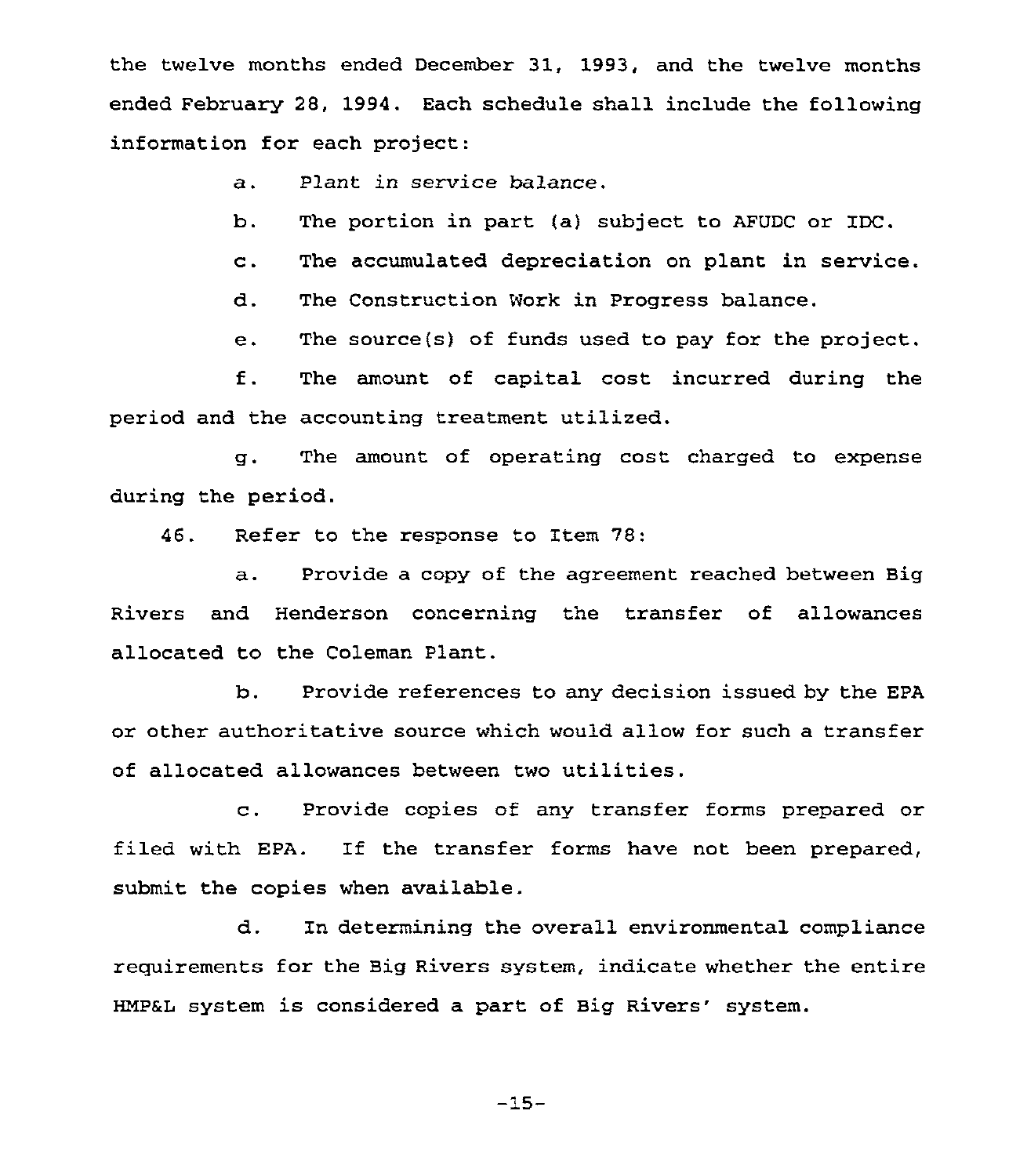the twelve months ended December 31, 1993, and the twelve months ended February 28, 1994. Each schedule shall include the following information for each project:

a. Plant in service balance.

b. The portion in part (a) subject to AFUDC or IDC.

c. The accumulated depreciation on plant in service.

d. The Construction Work in Progress balance.

e. The source(s) of funds used to pay for the project.

f. The amount of capital cost incurred during the period and the accounting treatment utilized.

g. The amount of operating cost charged to expense during the period.

46. Refer to the response to Item 78:

a. Provide a copy of the agreement reached between Big Rivers and Henderson concerning the transfer of allowances allocated to the Coleman Plant.

b. Provide references to any decision issued by the EPA or other authoritative source which would allow for such a transfer of allocated allowances between two utilities.

c. Provide copies of any transfer forms prepared or filed with EPA. If the transfer forms have not been prepared, submit the copies when available.

d. In determining the overall environmental compliance requirements for the Big Rivers system, indicate whether the entire HMP&L system is considered a part of Big Rivers' system.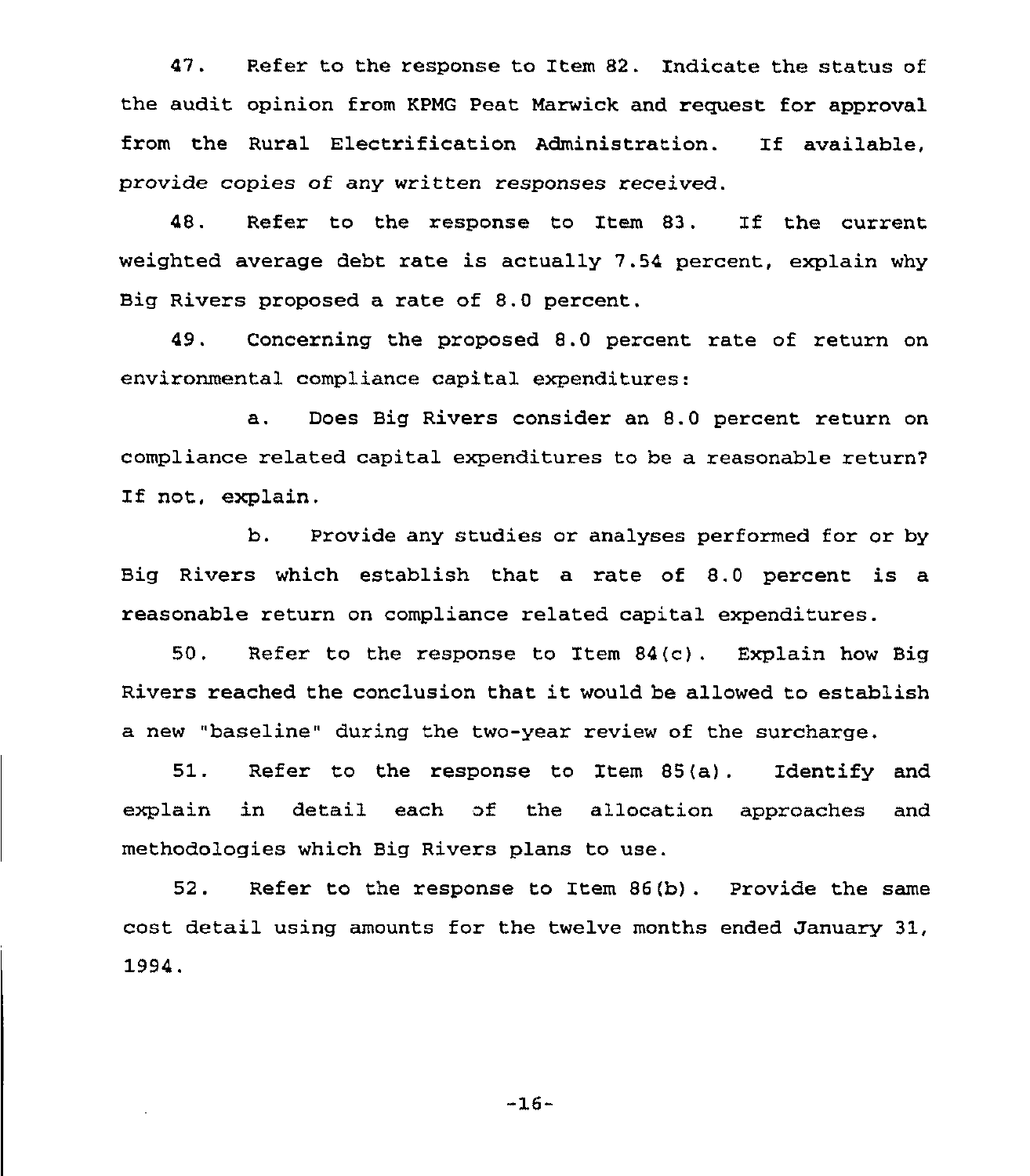47. Refer to the response to Item 82. Indicate the status of the audit opinion from KPMG Peat Marwick and request for approval from the Rural Electrification Administration. If available, provide copies of any written responses received.

48. Refer to the response to Item 83. If the current weighted average debt rate is actually 7.54 percent, explain why Big Rivers proposed a rate of 8.0 percent.

49. Concerning the proposed 8.0 percent rate of return on environmental compliance capital expenditures:

a. Does Big Rivers consider an 8.0 percent return on compliance related capital expenditures to be a reasonable return? If not, explain.

b. Provide any studies or analyses performed for or by Big Rivers which establish that a rate of 8.0 percent is a reasonable return on compliance related capital expenditures.

50. Refer to the response to Item 84(c). Explain how Big Rivers reached the conclusion that it would be allowed to establish a new "baseline" during the two-year review of the surcharge.

51. Refer to the response to Item 85(a). Identify and explain in detail each of the allocation approaches and methodologies which Big Rivers plans to use.

52. Refer to the response to Item 86(b). Provide the same cost detail using amounts for the twelve months ended January 31, 1994.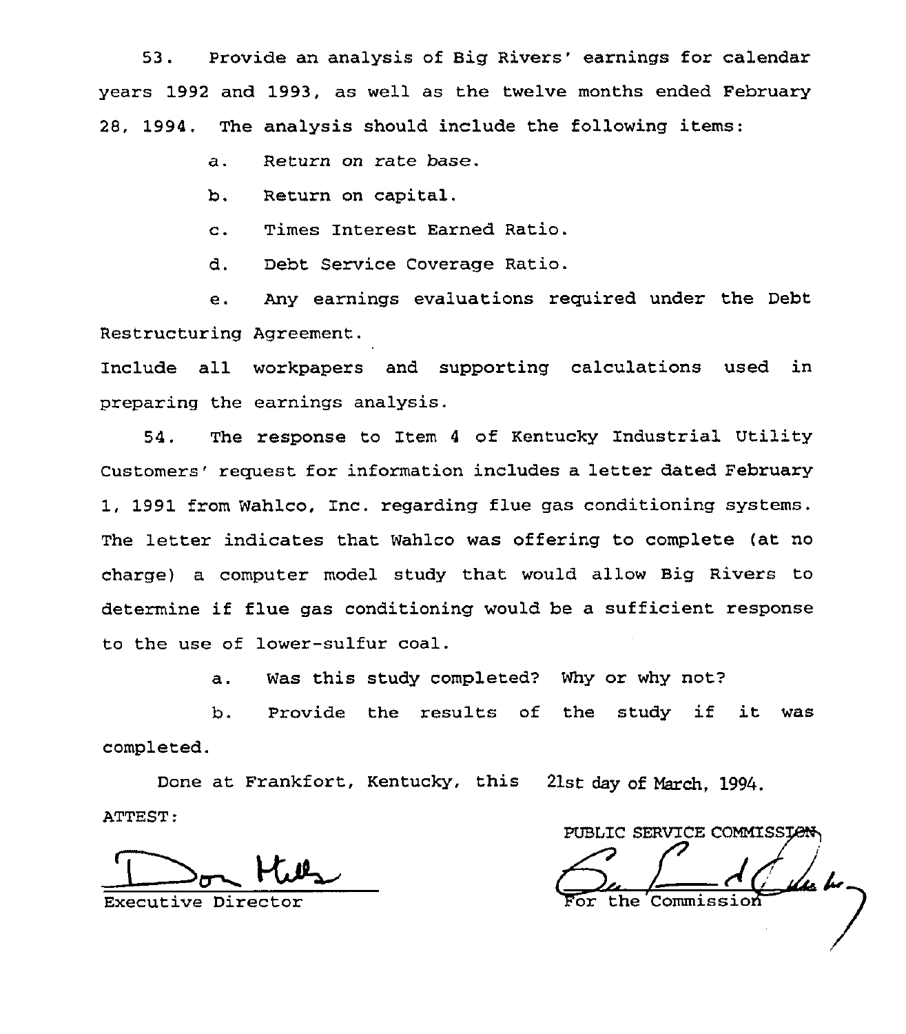53. Provide an analysis of Big Rivers' earnings for calendar years 1992 and 1993, as well as the twelve months ended February 28, 1994. The analysis should include the following items:

a. Return on rate base.

b. Return on capital.

c. Times Interest Earned Ratio.

d. Debt Service Coverage Ratio.

e. Any earnings evaluations required under the Debt Restructuring Agreement.

Include all workpapers and supporting calculations used in preparing the earnings analysis.

54. The response to Item 4 of Kentucky Industrial Utility Customers' request for information includes a letter dated February 1, 1991 from Wahlco, Inc. regarding flue gas conditioning systems. The letter indicates that Wahlco was offering to complete (at no charge) a computer model study that would allow Big Rivers to determine if flue gas conditioning would be a sufficient response to the use of lower-sulfur coal.

a. Was this study completed? Why or why not?

b. Provide the results of the study if it was completed.

Done at Frankfort, Kentucky, this 21st day of March, 1994.

ATTEST:

Executive Director

PUBLIC SERVICE COMMISSION

For the Commission